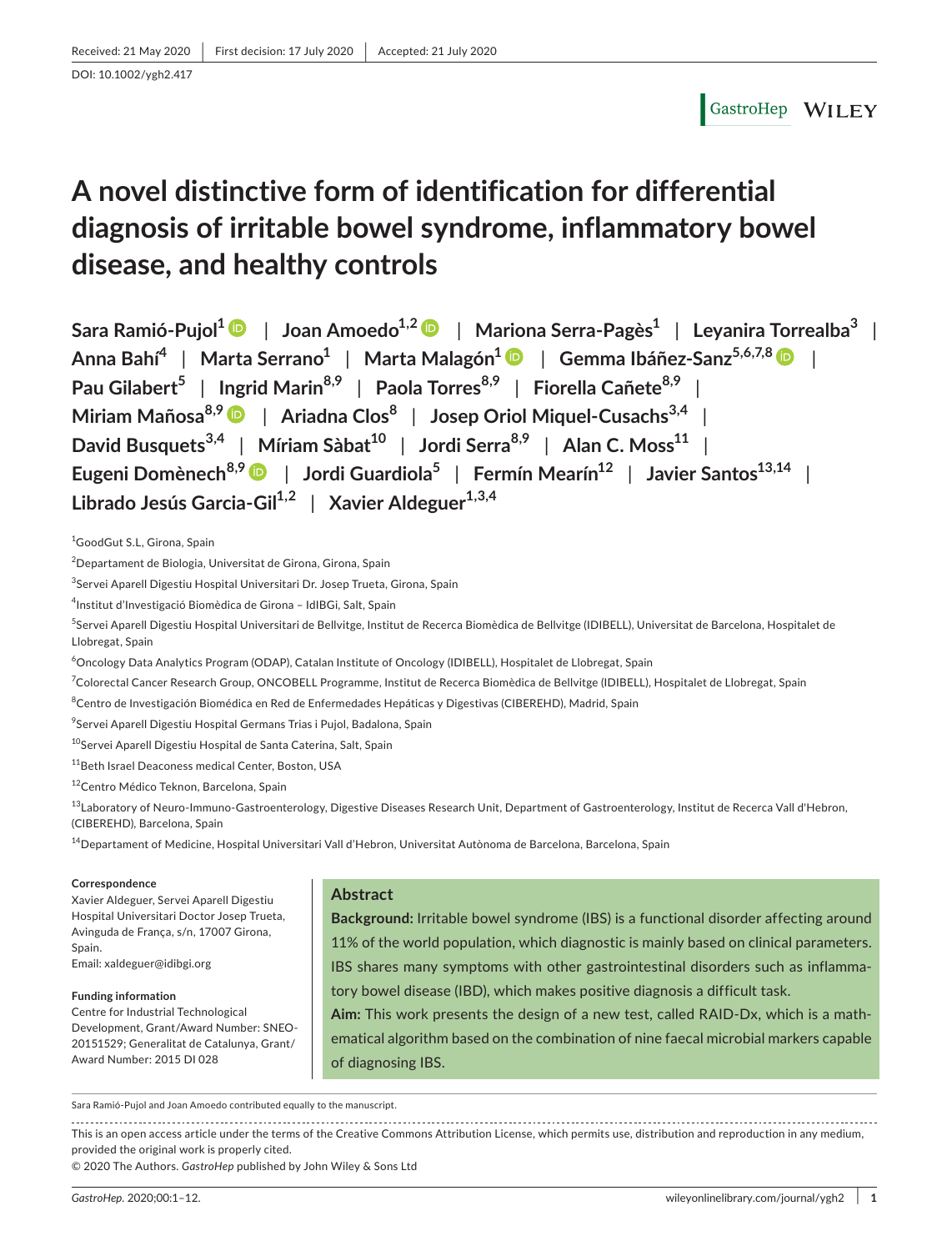Received: 21 May 2020 | First decision: 17 July 2020 | Accepted: 21 July 2020

DOI: 10.1002/ygh2.417

# A novel distinctive form of identification for differential diagnosis of irritable bowel syndrome, inflammatory bowel disease, and healthy controls

Sara Ramió-Pujol[1] | Joan Amoedo[1,2] | Mariona Serra-Pagès[1] | Leyanira Torrealba[3] | Anna Bahí[4] | Marta Serrano[1] | Marta Malagón[1] | Gemma Ibáñez-Sanz[5,6,7,8] | Pau Gilabert[5] | Ingrid Marin[8,9] | Paola Torres[8,9] | Fiorella Cañete[8,9] | Miriam Mañosa[8,9] | Ariadna Clos[8] | Josep Oriol Miquel-Cusachs[3,4] | David Busquets[3,4] | Míriam Sàbat[10] | Jordi Serra[8,9] | Alan C. Moss[11] | Eugeni Domènech[8,9] | Jordi Guardiola[5] | Fermín Mearín[12] | Javier Santos[13,14] | Librado Jesús Garcia-Gil[1,2] | Xavier Aldeguer[1,3,4]

[1]GoodGut S.L, Girona, Spain

[2]Departament de Biologia, Universitat de Girona, Girona, Spain

[3]Servei Aparell Digestiu Hospital Universitari Dr. Josep Trueta, Girona, Spain

[4]Institut d'Investigació Biomèdica de Girona – IdIBGi, Salt, Spain

[5]Servei Aparell Digestiu Hospital Universitari de Bellvitge, Institut de Recerca Biomèdica de Bellvitge (IDIBELL), Universitat de Barcelona, Hospitalet de Llobregat, Spain

[6]Oncology Data Analytics Program (ODAP), Catalan Institute of Oncology (IDIBELL), Hospitalet de Llobregat, Spain

[7]Colorectal Cancer Research Group, ONCOBELL Programme, Institut de Recerca Biomèdica de Bellvitge (IDIBELL), Hospitalet de Llobregat, Spain

[8]Centro de Investigación Biomédica en Red de Enfermedades Hepáticas y Digestivas (CIBEREHD), Madrid, Spain

[9]Servei Aparell Digestiu Hospital Germans Trias i Pujol, Badalona, Spain

[10]Servei Aparell Digestiu Hospital de Santa Caterina, Salt, Spain

[11]Beth Israel Deaconess medical Center, Boston, USA

[12]Centro Médico Teknon, Barcelona, Spain

[13]Laboratory of Neuro-Immuno-Gastroenterology, Digestive Diseases Research Unit, Department of Gastroenterology, Institut de Recerca Vall d'Hebron, (CIBEREHD), Barcelona, Spain

[14]Departament of Medicine, Hospital Universitari Vall d'Hebron, Universitat Autònoma de Barcelona, Barcelona, Spain

**Correspondence**
Xavier Aldeguer, Servei Aparell Digestiu Hospital Universitari Doctor Josep Trueta, Avinguda de França, s/n, 17007 Girona, Spain.
Email: xaldeguer@idibgi.org

**Funding information**
Centre for Industrial Technological Development, Grant/Award Number: SNEO-20151529; Generalitat de Catalunya, Grant/Award Number: 2015 DI 028

## Abstract

**Background:** Irritable bowel syndrome (IBS) is a functional disorder affecting around 11% of the world population, which diagnostic is mainly based on clinical parameters. IBS shares many symptoms with other gastrointestinal disorders such as inflammatory bowel disease (IBD), which makes positive diagnosis a difficult task.

**Aim:** This work presents the design of a new test, called RAID-Dx, which is a mathematical algorithm based on the combination of nine faecal microbial markers capable of diagnosing IBS.

Sara Ramió-Pujol and Joan Amoedo contributed equally to the manuscript.

This is an open access article under the terms of the Creative Commons Attribution License, which permits use, distribution and reproduction in any medium, provided the original work is properly cited.
© 2020 The Authors. *GastroHep* published by John Wiley & Sons Ltd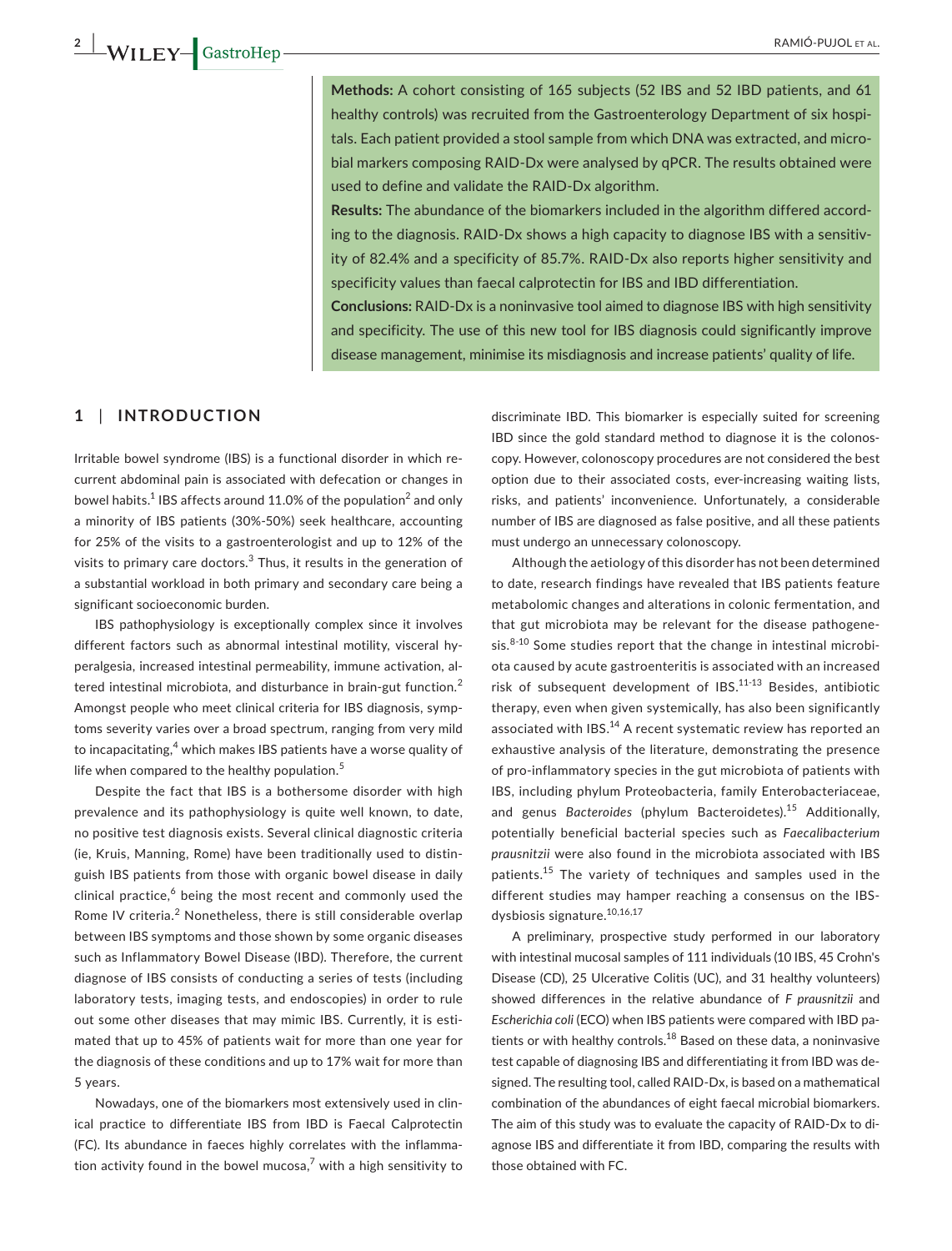**Methods:** A cohort consisting of 165 subjects (52 IBS and 52 IBD patients, and 61 healthy controls) was recruited from the Gastroenterology Department of six hospitals. Each patient provided a stool sample from which DNA was extracted, and microbial markers composing RAID-Dx were analysed by qPCR. The results obtained were used to define and validate the RAID-Dx algorithm.

**Results:** The abundance of the biomarkers included in the algorithm differed according to the diagnosis. RAID-Dx shows a high capacity to diagnose IBS with a sensitivity of 82.4% and a specificity of 85.7%. RAID-Dx also reports higher sensitivity and specificity values than faecal calprotectin for IBS and IBD differentiation.

**Conclusions:** RAID-Dx is a noninvasive tool aimed to diagnose IBS with high sensitivity and specificity. The use of this new tool for IBS diagnosis could significantly improve disease management, minimise its misdiagnosis and increase patients' quality of life.

## 1 | INTRODUCTION

Irritable bowel syndrome (IBS) is a functional disorder in which recurrent abdominal pain is associated with defecation or changes in bowel habits.[1] IBS affects around 11.0% of the population[2] and only a minority of IBS patients (30%-50%) seek healthcare, accounting for 25% of the visits to a gastroenterologist and up to 12% of the visits to primary care doctors.[3] Thus, it results in the generation of a substantial workload in both primary and secondary care being a significant socioeconomic burden.

IBS pathophysiology is exceptionally complex since it involves different factors such as abnormal intestinal motility, visceral hyperalgesia, increased intestinal permeability, immune activation, altered intestinal microbiota, and disturbance in brain-gut function.[2] Amongst people who meet clinical criteria for IBS diagnosis, symptoms severity varies over a broad spectrum, ranging from very mild to incapacitating,[4] which makes IBS patients have a worse quality of life when compared to the healthy population.[5]

Despite the fact that IBS is a bothersome disorder with high prevalence and its pathophysiology is quite well known, to date, no positive test diagnosis exists. Several clinical diagnostic criteria (ie, Kruis, Manning, Rome) have been traditionally used to distinguish IBS patients from those with organic bowel disease in daily clinical practice,[6] being the most recent and commonly used the Rome IV criteria.[2] Nonetheless, there is still considerable overlap between IBS symptoms and those shown by some organic diseases such as Inflammatory Bowel Disease (IBD). Therefore, the current diagnose of IBS consists of conducting a series of tests (including laboratory tests, imaging tests, and endoscopies) in order to rule out some other diseases that may mimic IBS. Currently, it is estimated that up to 45% of patients wait for more than one year for the diagnosis of these conditions and up to 17% wait for more than 5 years.

Nowadays, one of the biomarkers most extensively used in clinical practice to differentiate IBS from IBD is Faecal Calprotectin (FC). Its abundance in faeces highly correlates with the inflammation activity found in the bowel mucosa,[7] with a high sensitivity to discriminate IBD. This biomarker is especially suited for screening IBD since the gold standard method to diagnose it is the colonoscopy. However, colonoscopy procedures are not considered the best option due to their associated costs, ever-increasing waiting lists, risks, and patients' inconvenience. Unfortunately, a considerable number of IBS are diagnosed as false positive, and all these patients must undergo an unnecessary colonoscopy.

Although the aetiology of this disorder has not been determined to date, research findings have revealed that IBS patients feature metabolomic changes and alterations in colonic fermentation, and that gut microbiota may be relevant for the disease pathogenesis.[8-10] Some studies report that the change in intestinal microbiota caused by acute gastroenteritis is associated with an increased risk of subsequent development of IBS.[11-13] Besides, antibiotic therapy, even when given systemically, has also been significantly associated with IBS.[14] A recent systematic review has reported an exhaustive analysis of the literature, demonstrating the presence of pro-inflammatory species in the gut microbiota of patients with IBS, including phylum Proteobacteria, family Enterobacteriaceae, and genus *Bacteroides* (phylum Bacteroidetes).[15] Additionally, potentially beneficial bacterial species such as *Faecalibacterium prausnitzii* were also found in the microbiota associated with IBS patients.[15] The variety of techniques and samples used in the different studies may hamper reaching a consensus on the IBS-dysbiosis signature.[10,16,17]

A preliminary, prospective study performed in our laboratory with intestinal mucosal samples of 111 individuals (10 IBS, 45 Crohn's Disease (CD), 25 Ulcerative Colitis (UC), and 31 healthy volunteers) showed differences in the relative abundance of *F prausnitzii* and *Escherichia coli* (ECO) when IBS patients were compared with IBD patients or with healthy controls.[18] Based on these data, a noninvasive test capable of diagnosing IBS and differentiating it from IBD was designed. The resulting tool, called RAID-Dx, is based on a mathematical combination of the abundances of eight faecal microbial biomarkers. The aim of this study was to evaluate the capacity of RAID-Dx to diagnose IBS and differentiate it from IBD, comparing the results with those obtained with FC.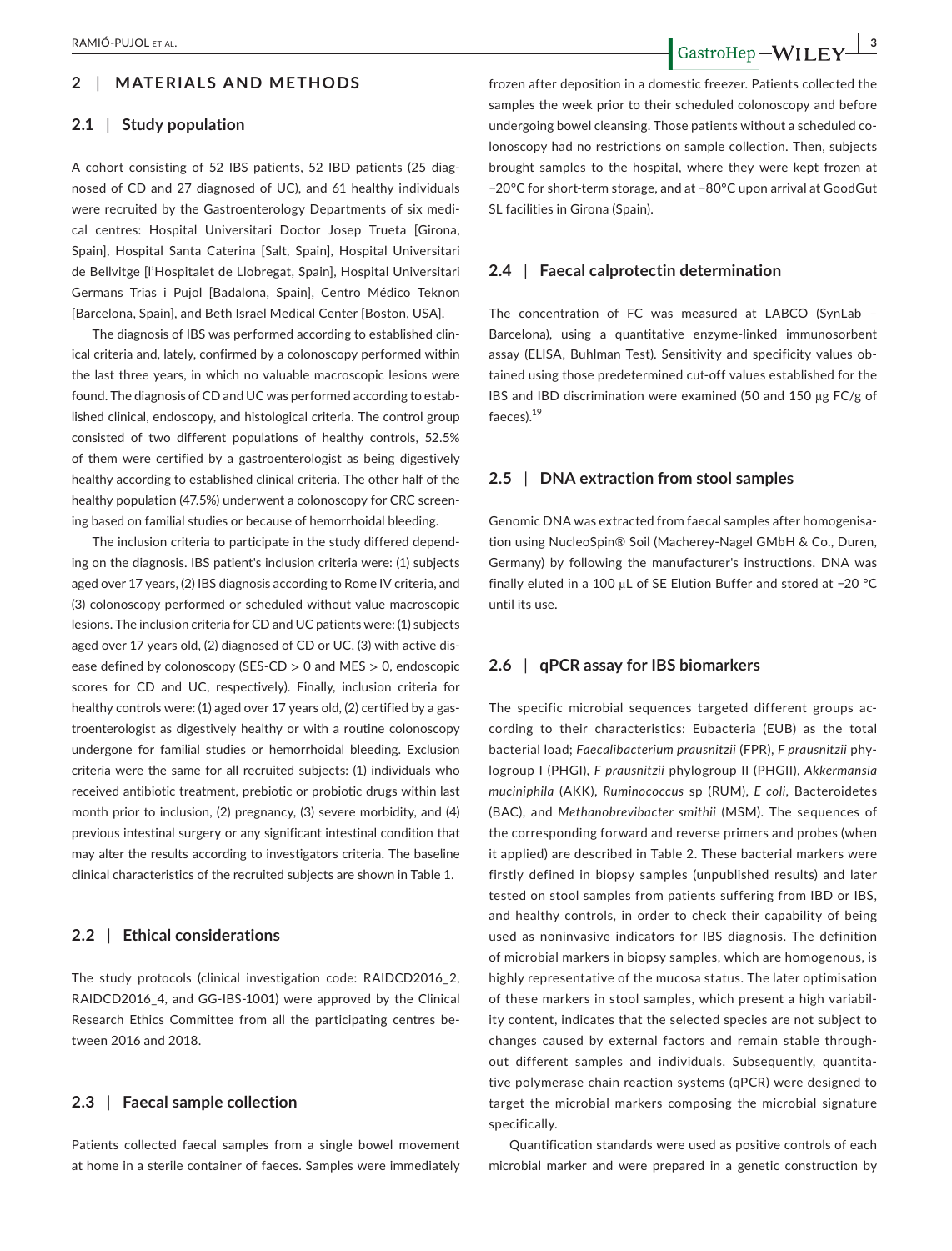## 2 | MATERIALS AND METHODS

### 2.1 | Study population

A cohort consisting of 52 IBS patients, 52 IBD patients (25 diagnosed of CD and 27 diagnosed of UC), and 61 healthy individuals were recruited by the Gastroenterology Departments of six medical centres: Hospital Universitari Doctor Josep Trueta [Girona, Spain], Hospital Santa Caterina [Salt, Spain], Hospital Universitari de Bellvitge [l'Hospitalet de Llobregat, Spain], Hospital Universitari Germans Trias i Pujol [Badalona, Spain], Centro Médico Teknon [Barcelona, Spain], and Beth Israel Medical Center [Boston, USA].

The diagnosis of IBS was performed according to established clinical criteria and, lately, confirmed by a colonoscopy performed within the last three years, in which no valuable macroscopic lesions were found. The diagnosis of CD and UC was performed according to established clinical, endoscopy, and histological criteria. The control group consisted of two different populations of healthy controls, 52.5% of them were certified by a gastroenterologist as being digestively healthy according to established clinical criteria. The other half of the healthy population (47.5%) underwent a colonoscopy for CRC screening based on familial studies or because of hemorrhoidal bleeding.

The inclusion criteria to participate in the study differed depending on the diagnosis. IBS patient's inclusion criteria were: (1) subjects aged over 17 years, (2) IBS diagnosis according to Rome IV criteria, and (3) colonoscopy performed or scheduled without value macroscopic lesions. The inclusion criteria for CD and UC patients were: (1) subjects aged over 17 years old, (2) diagnosed of CD or UC, (3) with active disease defined by colonoscopy (SES-CD > 0 and MES > 0, endoscopic scores for CD and UC, respectively). Finally, inclusion criteria for healthy controls were: (1) aged over 17 years old, (2) certified by a gastroenterologist as digestively healthy or with a routine colonoscopy undergone for familial studies or hemorrhoidal bleeding. Exclusion criteria were the same for all recruited subjects: (1) individuals who received antibiotic treatment, prebiotic or probiotic drugs within last month prior to inclusion, (2) pregnancy, (3) severe morbidity, and (4) previous intestinal surgery or any significant intestinal condition that may alter the results according to investigators criteria. The baseline clinical characteristics of the recruited subjects are shown in Table 1.

### 2.2 | Ethical considerations

The study protocols (clinical investigation code: RAIDCD2016_2, RAIDCD2016_4, and GG-IBS-1001) were approved by the Clinical Research Ethics Committee from all the participating centres between 2016 and 2018.

### 2.3 | Faecal sample collection

Patients collected faecal samples from a single bowel movement at home in a sterile container of faeces. Samples were immediately frozen after deposition in a domestic freezer. Patients collected the samples the week prior to their scheduled colonoscopy and before undergoing bowel cleansing. Those patients without a scheduled colonoscopy had no restrictions on sample collection. Then, subjects brought samples to the hospital, where they were kept frozen at −20°C for short-term storage, and at −80°C upon arrival at GoodGut SL facilities in Girona (Spain).

### 2.4 | Faecal calprotectin determination

The concentration of FC was measured at LABCO (SynLab – Barcelona), using a quantitative enzyme-linked immunosorbent assay (ELISA, Buhlman Test). Sensitivity and specificity values obtained using those predetermined cut-off values established for the IBS and IBD discrimination were examined (50 and 150 μg FC/g of faeces).[19]

### 2.5 | DNA extraction from stool samples

Genomic DNA was extracted from faecal samples after homogenisation using NucleoSpin® Soil (Macherey-Nagel GMbH & Co., Duren, Germany) by following the manufacturer's instructions. DNA was finally eluted in a 100 μL of SE Elution Buffer and stored at −20 °C until its use.

### 2.6 | qPCR assay for IBS biomarkers

The specific microbial sequences targeted different groups according to their characteristics: Eubacteria (EUB) as the total bacterial load; *Faecalibacterium prausnitzii* (FPR), *F prausnitzii* phylogroup I (PHGI), *F prausnitzii* phylogroup II (PHGII), *Akkermansia muciniphila* (AKK), *Ruminococcus* sp (RUM), *E coli*, Bacteroidetes (BAC), and *Methanobrevibacter smithii* (MSM). The sequences of the corresponding forward and reverse primers and probes (when it applied) are described in Table 2. These bacterial markers were firstly defined in biopsy samples (unpublished results) and later tested on stool samples from patients suffering from IBD or IBS, and healthy controls, in order to check their capability of being used as noninvasive indicators for IBS diagnosis. The definition of microbial markers in biopsy samples, which are homogenous, is highly representative of the mucosa status. The later optimisation of these markers in stool samples, which present a high variability content, indicates that the selected species are not subject to changes caused by external factors and remain stable throughout different samples and individuals. Subsequently, quantitative polymerase chain reaction systems (qPCR) were designed to target the microbial markers composing the microbial signature specifically.

Quantification standards were used as positive controls of each microbial marker and were prepared in a genetic construction by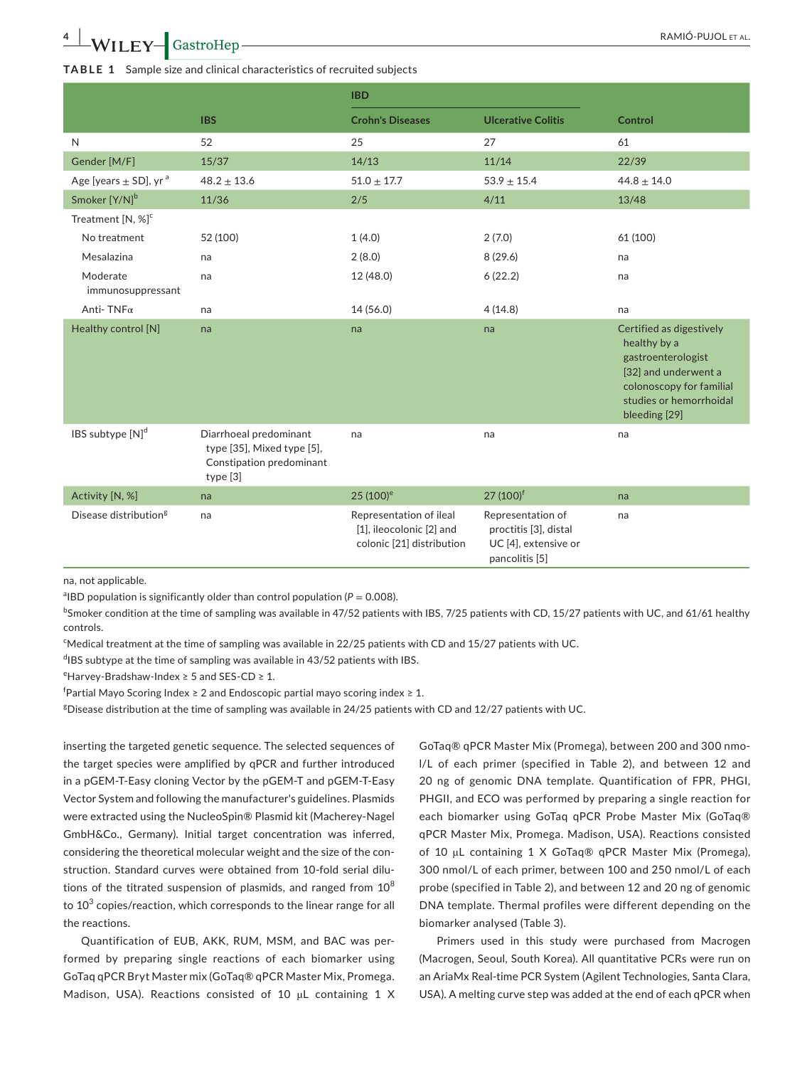**TABLE 1** Sample size and clinical characteristics of recruited subjects

| | IBS | IBD | | Control |
|---|---|---|---|---|
| | | Crohn's Diseases | Ulcerative Colitis | |
| N | 52 | 25 | 27 | 61 |
| Gender [M/F] | 15/37 | 14/13 | 11/14 | 22/39 |
| Age [years ± SD], yr [a] | 48.2 ± 13.6 | 51.0 ± 17.7 | 53.9 ± 15.4 | 44.8 ± 14.0 |
| Smoker [Y/N][b] | 11/36 | 2/5 | 4/11 | 13/48 |
| Treatment [N, %][c] | | | | |
| No treatment | 52 (100) | 1 (4.0) | 2 (7.0) | 61 (100) |
| Mesalazina | na | 2 (8.0) | 8 (29.6) | na |
| Moderate immunosuppressant | na | 12 (48.0) | 6 (22.2) | na |
| Anti- TNFα | na | 14 (56.0) | 4 (14.8) | na |
| Healthy control [N] | na | na | na | Certified as digestively healthy by a gastroenterologist [32] and underwent a colonoscopy for familial studies or hemorrhoidal bleeding [29] |
| IBS subtype [N][d] | Diarrhoeal predominant type [35], Mixed type [5], Constipation predominant type [3] | na | na | na |
| Activity [N, %] | na | 25 (100)[e] | 27 (100)[f] | na |
| Disease distribution[g] | na | Representation of ileal [1], ileocolonic [2] and colonic [21] distribution | Representation of proctitis [3], distal UC [4], extensive or pancolitis [5] | na |

na, not applicable.

[a]IBD population is significantly older than control population ($P = 0.008$).

[b]Smoker condition at the time of sampling was available in 47/52 patients with IBS, 7/25 patients with CD, 15/27 patients with UC, and 61/61 healthy controls.

[c]Medical treatment at the time of sampling was available in 22/25 patients with CD and 15/27 patients with UC.

[d]IBS subtype at the time of sampling was available in 43/52 patients with IBS.

[e]Harvey-Bradshaw-Index ≥ 5 and SES-CD ≥ 1.

[f]Partial Mayo Scoring Index ≥ 2 and Endoscopic partial mayo scoring index ≥ 1.

[g]Disease distribution at the time of sampling was available in 24/25 patients with CD and 12/27 patients with UC.

inserting the targeted genetic sequence. The selected sequences of the target species were amplified by qPCR and further introduced in a pGEM-T-Easy cloning Vector by the pGEM-T and pGEM-T-Easy Vector System and following the manufacturer's guidelines. Plasmids were extracted using the NucleoSpin® Plasmid kit (Macherey-Nagel GmbH&Co., Germany). Initial target concentration was inferred, considering the theoretical molecular weight and the size of the construction. Standard curves were obtained from 10-fold serial dilutions of the titrated suspension of plasmids, and ranged from $10^8$ to $10^3$ copies/reaction, which corresponds to the linear range for all the reactions.

Quantification of EUB, AKK, RUM, MSM, and BAC was performed by preparing single reactions of each biomarker using GoTaq qPCR Bryt Master mix (GoTaq® qPCR Master Mix, Promega. Madison, USA). Reactions consisted of 10 μL containing 1 X GoTaq® qPCR Master Mix (Promega), between 200 and 300 nmol/L of each primer (specified in Table 2), and between 12 and 20 ng of genomic DNA template. Quantification of FPR, PHGI, PHGII, and ECO was performed by preparing a single reaction for each biomarker using GoTaq qPCR Probe Master Mix (GoTaq® qPCR Master Mix, Promega. Madison, USA). Reactions consisted of 10 μL containing 1 X GoTaq® qPCR Master Mix (Promega), 300 nmol/L of each primer, between 100 and 250 nmol/L of each probe (specified in Table 2), and between 12 and 20 ng of genomic DNA template. Thermal profiles were different depending on the biomarker analysed (Table 3).

Primers used in this study were purchased from Macrogen (Macrogen, Seoul, South Korea). All quantitative PCRs were run on an AriaMx Real-time PCR System (Agilent Technologies, Santa Clara, USA). A melting curve step was added at the end of each qPCR when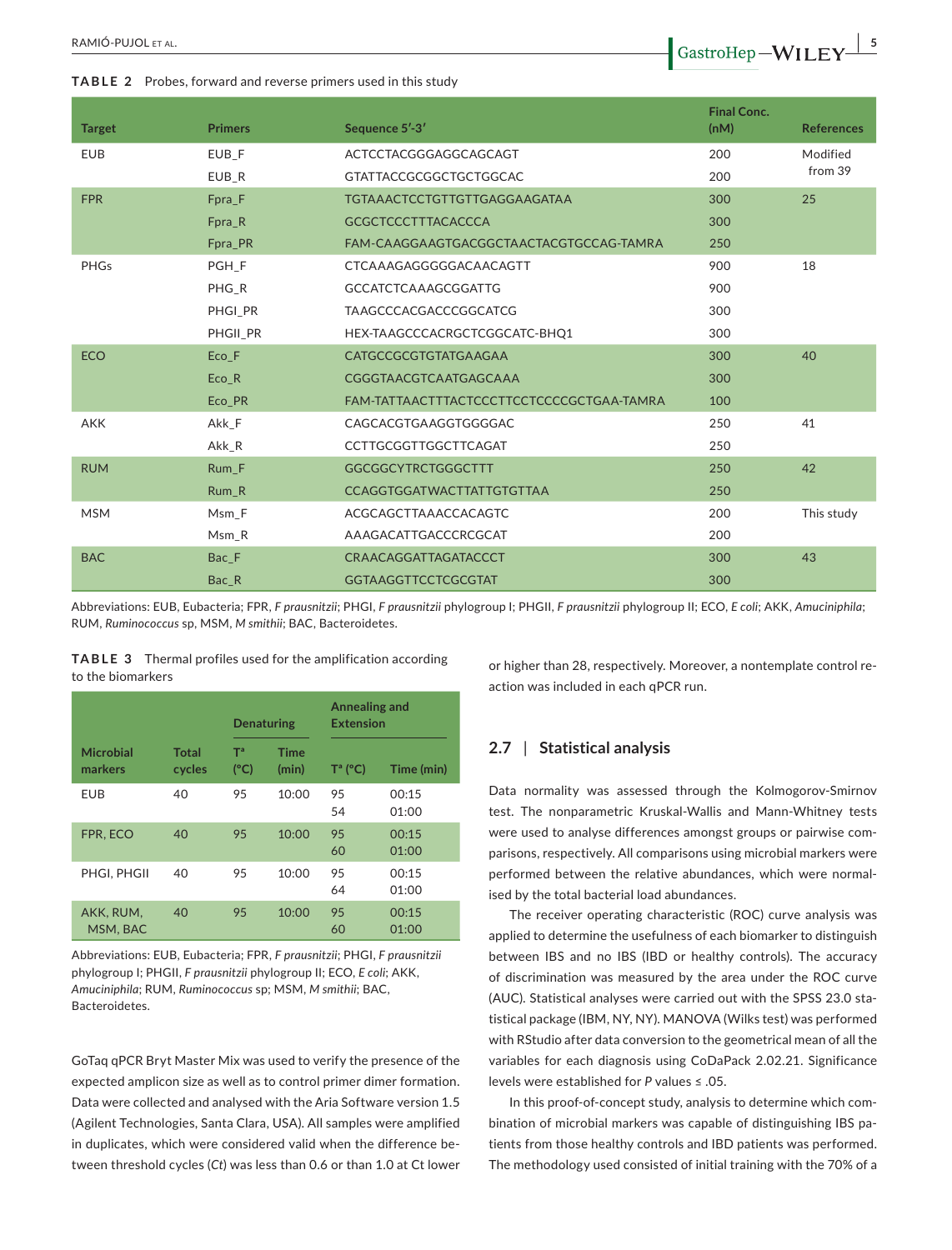**TABLE 2** Probes, forward and reverse primers used in this study

| Target | Primers | Sequence 5′-3′ | Final Conc. (nM) | References |
|---|---|---|---|---|
| EUB | EUB_F | ACTCCTACGGGAGGCAGCAGT | 200 | Modified from 39 |
| | EUB_R | GTATTACCGCGGCTGCTGGCAC | 200 | |
| FPR | Fpra_F | TGTAAACTCCTGTTGTTGAGGAAGATAA | 300 | 25 |
| | Fpra_R | GCGCTCCCTTTACACCCA | 300 | |
| | Fpra_PR | FAM-CAAGGAAGTGACGGCTAACTACGTGCCAG-TAMRA | 250 | |
| PHGs | PGH_F | CTCAAAGAGGGGGACAACAGTT | 900 | 18 |
| | PHG_R | GCCATCTCAAAGCGGATTG | 900 | |
| | PHGI_PR | TAAGCCCACGACCCGGCATCG | 300 | |
| | PHGII_PR | HEX-TAAGCCCACRGCTCGGCATC-BHQ1 | 300 | |
| ECO | Eco_F | CATGCCGCGTGTATGAAGAA | 300 | 40 |
| | Eco_R | CGGGTAACGTCAATGAGCAAA | 300 | |
| | Eco_PR | FAM-TATTAACTTTACTCCCTTCCTCCCCGCTGAA-TAMRA | 100 | |
| AKK | Akk_F | CAGCACGTGAAGGTGGGGAC | 250 | 41 |
| | Akk_R | CCTTGCGGTTGGCTTCAGAT | 250 | |
| RUM | Rum_F | GGCGGCYTRCTGGGCTTT | 250 | 42 |
| | Rum_R | CCAGGTGGATWACTTATTGTGTTAA | 250 | |
| MSM | Msm_F | ACGCAGCTTAAACCACAGTC | 200 | This study |
| | Msm_R | AAAGACATTGACCCRCGCAT | 200 | |
| BAC | Bac_F | CRAACAGGATTAGATACCCT | 300 | 43 |
| | Bac_R | GGTAAGGTTCCTCGCGTAT | 300 | |

Abbreviations: EUB, Eubacteria; FPR, *F prausnitzii*; PHGI, *F prausnitzii* phylogroup I; PHGII, *F prausnitzii* phylogroup II; ECO, *E coli*; AKK, *Amuciniphila*; RUM, *Ruminococcus* sp, MSM, *M smithii*; BAC, Bacteroidetes.

**TABLE 3** Thermal profiles used for the amplification according to the biomarkers

| | | Denaturing | | Annealing and Extension | |
|---|---|---|---|---|---|
| Microbial markers | Total cycles | Tª (°C) | Time (min) | Tª (°C) | Time (min) |
| EUB | 40 | 95 | 10:00 | 95<br>54 | 00:15<br>01:00 |
| FPR, ECO | 40 | 95 | 10:00 | 95<br>60 | 00:15<br>01:00 |
| PHGI, PHGII | 40 | 95 | 10:00 | 95<br>64 | 00:15<br>01:00 |
| AKK, RUM, MSM, BAC | 40 | 95 | 10:00 | 95<br>60 | 00:15<br>01:00 |

Abbreviations: EUB, Eubacteria; FPR, *F prausnitzii*; PHGI, *F prausnitzii* phylogroup I; PHGII, *F prausnitzii* phylogroup II; ECO, *E coli*; AKK, *Amuciniphila*; RUM, *Ruminococcus* sp; MSM, *M smithii*; BAC, Bacteroidetes.

GoTaq qPCR Bryt Master Mix was used to verify the presence of the expected amplicon size as well as to control primer dimer formation. Data were collected and analysed with the Aria Software version 1.5 (Agilent Technologies, Santa Clara, USA). All samples were amplified in duplicates, which were considered valid when the difference between threshold cycles (*Ct*) was less than 0.6 or than 1.0 at Ct lower or higher than 28, respectively. Moreover, a nontemplate control reaction was included in each qPCR run.

## 2.7 | Statistical analysis

Data normality was assessed through the Kolmogorov-Smirnov test. The nonparametric Kruskal-Wallis and Mann-Whitney tests were used to analyse differences amongst groups or pairwise comparisons, respectively. All comparisons using microbial markers were performed between the relative abundances, which were normalised by the total bacterial load abundances.

The receiver operating characteristic (ROC) curve analysis was applied to determine the usefulness of each biomarker to distinguish between IBS and no IBS (IBD or healthy controls). The accuracy of discrimination was measured by the area under the ROC curve (AUC). Statistical analyses were carried out with the SPSS 23.0 statistical package (IBM, NY, NY). MANOVA (Wilks test) was performed with RStudio after data conversion to the geometrical mean of all the variables for each diagnosis using CoDaPack 2.02.21. Significance levels were established for *P* values ≤ .05.

In this proof-of-concept study, analysis to determine which combination of microbial markers was capable of distinguishing IBS patients from those healthy controls and IBD patients was performed. The methodology used consisted of initial training with the 70% of a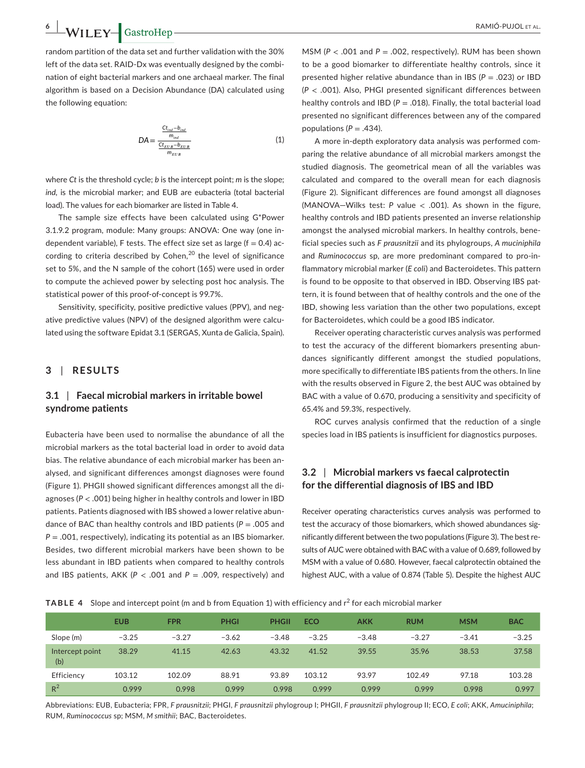random partition of the data set and further validation with the 30% left of the data set. RAID-Dx was eventually designed by the combination of eight bacterial markers and one archaeal marker. The final algorithm is based on a Decision Abundance (DA) calculated using the following equation:

$$DA = \frac{\frac{Ct_{ind} - b_{ind}}{m_{ind}}}{\frac{Ct_{EUB} - b_{EUB}}{m_{EUB}}} \tag{1}$$

where *Ct* is the threshold cycle; *b* is the intercept point; *m* is the slope; *ind*, is the microbial marker; and EUB are eubacteria (total bacterial load). The values for each biomarker are listed in Table 4.

The sample size effects have been calculated using G*Power 3.1.9.2 program, module: Many groups: ANOVA: One way (one independent variable), F tests. The effect size set as large (f = 0.4) according to criteria described by Cohen,[20] the level of significance set to 5%, and the N sample of the cohort (165) were used in order to compute the achieved power by selecting post hoc analysis. The statistical power of this proof-of-concept is 99.7%.

Sensitivity, specificity, positive predictive values (PPV), and negative predictive values (NPV) of the designed algorithm were calculated using the software Epidat 3.1 (SERGAS, Xunta de Galicia, Spain).

## 3 | RESULTS

### 3.1 | Faecal microbial markers in irritable bowel syndrome patients

Eubacteria have been used to normalise the abundance of all the microbial markers as the total bacterial load in order to avoid data bias. The relative abundance of each microbial marker has been analysed, and significant differences amongst diagnoses were found (Figure 1). PHGII showed significant differences amongst all the diagnoses ($P < .001$) being higher in healthy controls and lower in IBD patients. Patients diagnosed with IBS showed a lower relative abundance of BAC than healthy controls and IBD patients ($P = .005$ and $P = .001$, respectively), indicating its potential as an IBS biomarker. Besides, two different microbial markers have been shown to be less abundant in IBD patients when compared to healthy controls and IBS patients, AKK ($P < .001$ and $P = .009$, respectively) and MSM ($P < .001$ and $P = .002$, respectively). RUM has been shown to be a good biomarker to differentiate healthy controls, since it presented higher relative abundance than in IBS ($P = .023$) or IBD ($P < .001$). Also, PHGI presented significant differences between healthy controls and IBD ($P = .018$). Finally, the total bacterial load presented no significant differences between any of the compared populations ($P = .434$).

A more in-depth exploratory data analysis was performed comparing the relative abundance of all microbial markers amongst the studied diagnosis. The geometrical mean of all the variables was calculated and compared to the overall mean for each diagnosis (Figure 2). Significant differences are found amongst all diagnoses (MANOVA—Wilks test: $P$ value $< .001$). As shown in the figure, healthy controls and IBD patients presented an inverse relationship amongst the analysed microbial markers. In healthy controls, beneficial species such as *F prausnitzii* and its phylogroups, *A muciniphila* and *Ruminococcus* sp, are more predominant compared to pro-inflammatory microbial marker (*E coli*) and Bacteroidetes. This pattern is found to be opposite to that observed in IBD. Observing IBS pattern, it is found between that of healthy controls and the one of the IBD, showing less variation than the other two populations, except for Bacteroidetes, which could be a good IBS indicator.

Receiver operating characteristic curves analysis was performed to test the accuracy of the different biomarkers presenting abundances significantly different amongst the studied populations, more specifically to differentiate IBS patients from the others. In line with the results observed in Figure 2, the best AUC was obtained by BAC with a value of 0.670, producing a sensitivity and specificity of 65.4% and 59.3%, respectively.

ROC curves analysis confirmed that the reduction of a single species load in IBS patients is insufficient for diagnostics purposes.

### 3.2 | Microbial markers vs faecal calprotectin for the differential diagnosis of IBS and IBD

Receiver operating characteristics curves analysis was performed to test the accuracy of those biomarkers, which showed abundances significantly different between the two populations (Figure 3). The best results of AUC were obtained with BAC with a value of 0.689, followed by MSM with a value of 0.680. However, faecal calprotectin obtained the highest AUC, with a value of 0.874 (Table 5). Despite the highest AUC

**TABLE 4** Slope and intercept point (m and b from Equation 1) with efficiency and $r^2$ for each microbial marker

| | EUB | FPR | PHGI | PHGII | ECO | AKK | RUM | MSM | BAC |
|---|---|---|---|---|---|---|---|---|---|
| Slope (m) | −3.25 | −3.27 | −3.62 | −3.48 | −3.25 | −3.48 | −3.27 | −3.41 | −3.25 |
| Intercept point (b) | 38.29 | 41.15 | 42.63 | 43.32 | 41.52 | 39.55 | 35.96 | 38.53 | 37.58 |
| Efficiency | 103.12 | 102.09 | 88.91 | 93.89 | 103.12 | 93.97 | 102.49 | 97.18 | 103.28 |
| $R^2$ | 0.999 | 0.998 | 0.999 | 0.998 | 0.999 | 0.999 | 0.999 | 0.998 | 0.997 |

Abbreviations: EUB, Eubacteria; FPR, *F prausnitzii*; PHGI, *F prausnitzii* phylogroup I; PHGII, *F prausnitzii* phylogroup II; ECO, *E coli*; AKK, *Amuciniphila*; RUM, *Ruminococcus* sp; MSM, *M smithii*; BAC, Bacteroidetes.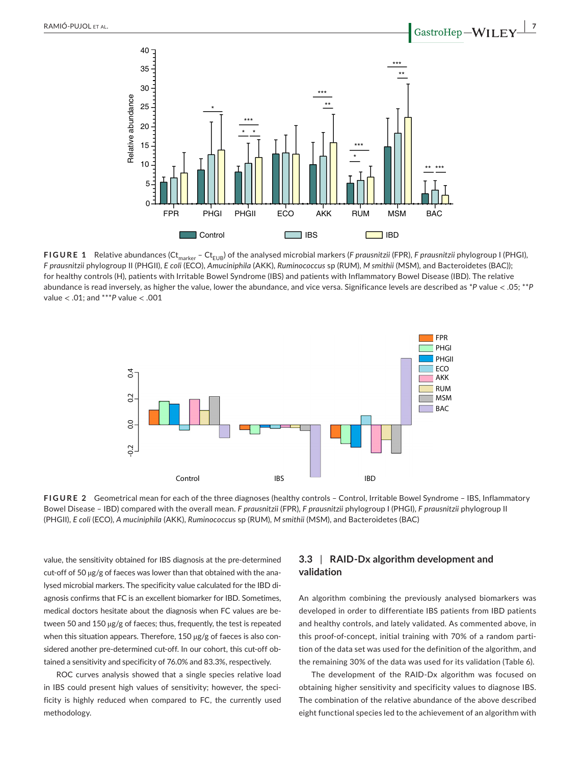**FIGURE 1** Relative abundances ($Ct_{marker} - Ct_{EUB}$) of the analysed microbial markers (*F prausnitzii* (FPR), *F prausnitzii* phylogroup I (PHGI), *F prausnitzii* phylogroup II (PHGII), *E coli* (ECO), *Amuciniphila* (AKK), *Ruminococcus* sp (RUM), *M smithii* (MSM), and Bacteroidetes (BAC)); for healthy controls (H), patients with Irritable Bowel Syndrome (IBS) and patients with Inflammatory Bowel Disease (IBD). The relative abundance is read inversely, as higher the value, lower the abundance, and vice versa. Significance levels are described as *$P$ value < .05; **$P$ value < .01; and ***$P$ value < .001

**FIGURE 2** Geometrical mean for each of the three diagnoses (healthy controls – Control, Irritable Bowel Syndrome – IBS, Inflammatory Bowel Disease – IBD) compared with the overall mean. *F prausnitzii* (FPR), *F prausnitzii* phylogroup I (PHGI), *F prausnitzii* phylogroup II (PHGII), *E coli* (ECO), *A muciniphila* (AKK), *Ruminococcus* sp (RUM), *M smithii* (MSM), and Bacteroidetes (BAC)

value, the sensitivity obtained for IBS diagnosis at the pre-determined cut-off of 50 μg/g of faeces was lower than that obtained with the analysed microbial markers. The specificity value calculated for the IBD diagnosis confirms that FC is an excellent biomarker for IBD. Sometimes, medical doctors hesitate about the diagnosis when FC values are between 50 and 150 μg/g of faeces; thus, frequently, the test is repeated when this situation appears. Therefore, 150 μg/g of faeces is also considered another pre-determined cut-off. In our cohort, this cut-off obtained a sensitivity and specificity of 76.0% and 83.3%, respectively.

ROC curves analysis showed that a single species relative load in IBS could present high values of sensitivity; however, the specificity is highly reduced when compared to FC, the currently used methodology.

### 3.3 | RAID-Dx algorithm development and validation

An algorithm combining the previously analysed biomarkers was developed in order to differentiate IBS patients from IBD patients and healthy controls, and lately validated. As commented above, in this proof-of-concept, initial training with 70% of a random partition of the data set was used for the definition of the algorithm, and the remaining 30% of the data was used for its validation (Table 6).

The development of the RAID-Dx algorithm was focused on obtaining higher sensitivity and specificity values to diagnose IBS. The combination of the relative abundance of the above described eight functional species led to the achievement of an algorithm with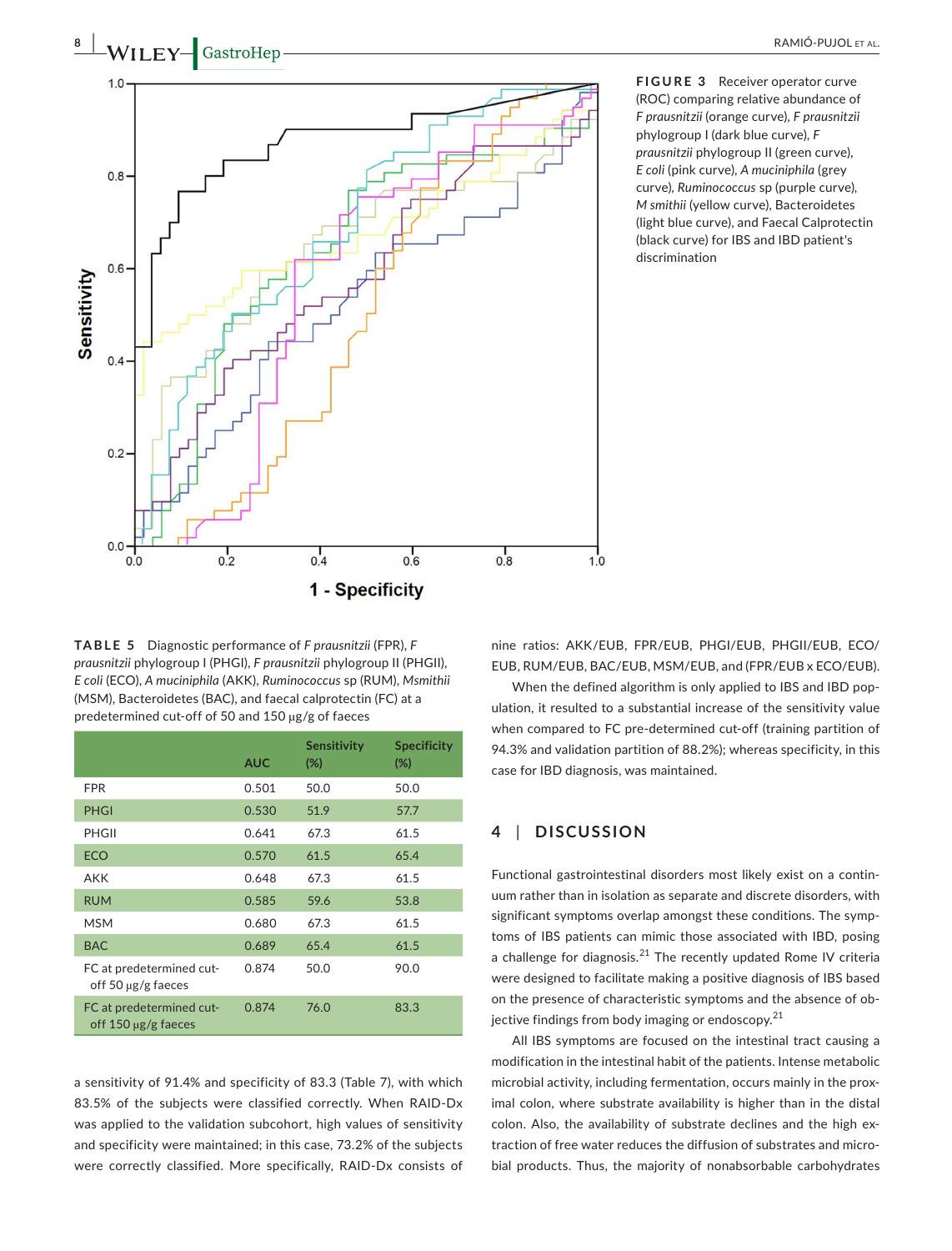**FIGURE 3** Receiver operator curve (ROC) comparing relative abundance of *F prausnitzii* (orange curve), *F prausnitzii* phylogroup I (dark blue curve), *F prausnitzii* phylogroup II (green curve), *E coli* (pink curve), *A muciniphila* (grey curve), *Ruminococcus* sp (purple curve), *M smithii* (yellow curve), Bacteroidetes (light blue curve), and Faecal Calprotectin (black curve) for IBS and IBD patient's discrimination

**TABLE 5** Diagnostic performance of *F prausnitzii* (FPR), *F prausnitzii* phylogroup I (PHGI), *F prausnitzii* phylogroup II (PHGII), *E coli* (ECO), *A muciniphila* (AKK), *Ruminococcus* sp (RUM), *Msmithii* (MSM), Bacteroidetes (BAC), and faecal calprotectin (FC) at a predetermined cut-off of 50 and 150 μg/g of faeces

| | AUC | Sensitivity (%) | Specificity (%) |
|---|---|---|---|
| FPR | 0.501 | 50.0 | 50.0 |
| PHGI | 0.530 | 51.9 | 57.7 |
| PHGII | 0.641 | 67.3 | 61.5 |
| ECO | 0.570 | 61.5 | 65.4 |
| AKK | 0.648 | 67.3 | 61.5 |
| RUM | 0.585 | 59.6 | 53.8 |
| MSM | 0.680 | 67.3 | 61.5 |
| BAC | 0.689 | 65.4 | 61.5 |
| FC at predetermined cut-off 50 μg/g faeces | 0.874 | 50.0 | 90.0 |
| FC at predetermined cut-off 150 μg/g faeces | 0.874 | 76.0 | 83.3 |

a sensitivity of 91.4% and specificity of 83.3 (Table 7), with which 83.5% of the subjects were classified correctly. When RAID-Dx was applied to the validation subcohort, high values of sensitivity and specificity were maintained; in this case, 73.2% of the subjects were correctly classified. More specifically, RAID-Dx consists of nine ratios: AKK/EUB, FPR/EUB, PHGI/EUB, PHGII/EUB, ECO/EUB, RUM/EUB, BAC/EUB, MSM/EUB, and (FPR/EUB x ECO/EUB).

When the defined algorithm is only applied to IBS and IBD population, it resulted to a substantial increase of the sensitivity value when compared to FC pre-determined cut-off (training partition of 94.3% and validation partition of 88.2%); whereas specificity, in this case for IBD diagnosis, was maintained.

## 4 | DISCUSSION

Functional gastrointestinal disorders most likely exist on a continuum rather than in isolation as separate and discrete disorders, with significant symptoms overlap amongst these conditions. The symptoms of IBS patients can mimic those associated with IBD, posing a challenge for diagnosis.[21] The recently updated Rome IV criteria were designed to facilitate making a positive diagnosis of IBS based on the presence of characteristic symptoms and the absence of objective findings from body imaging or endoscopy.[21]

All IBS symptoms are focused on the intestinal tract causing a modification in the intestinal habit of the patients. Intense metabolic microbial activity, including fermentation, occurs mainly in the proximal colon, where substrate availability is higher than in the distal colon. Also, the availability of substrate declines and the high extraction of free water reduces the diffusion of substrates and microbial products. Thus, the majority of nonabsorbable carbohydrates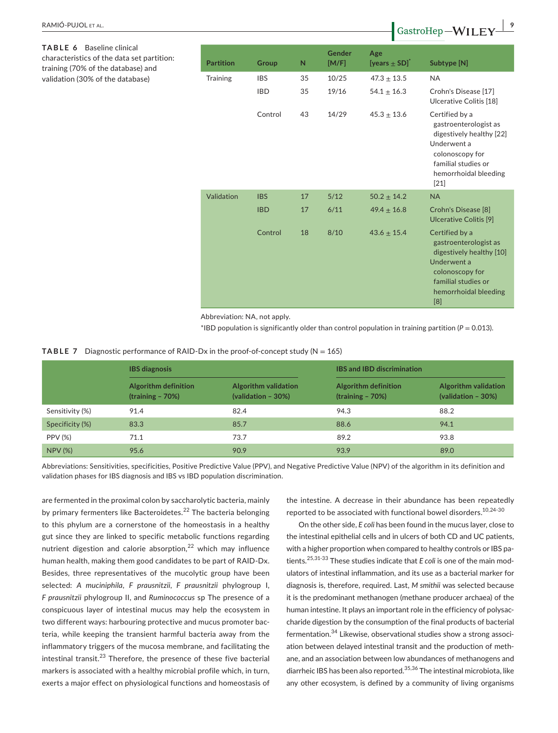**TABLE 6** Baseline clinical characteristics of the data set partition: training (70% of the database) and validation (30% of the database)

| Partition | Group | N | Gender [M/F] | Age [years ± SD]* | Subtype [N] |
|---|---|---|---|---|---|
| Training | IBS | 35 | 10/25 | 47.3 ± 13.5 | NA |
| | IBD | 35 | 19/16 | 54.1 ± 16.3 | Crohn's Disease [17] Ulcerative Colitis [18] |
| | Control | 43 | 14/29 | 45.3 ± 13.6 | Certified by a gastroenterologist as digestively healthy [22] Underwent a colonoscopy for familial studies or hemorrhoidal bleeding [21] |
| Validation | IBS | 17 | 5/12 | 50.2 ± 14.2 | NA |
| | IBD | 17 | 6/11 | 49.4 ± 16.8 | Crohn's Disease [8] Ulcerative Colitis [9] |
| | Control | 18 | 8/10 | 43.6 ± 15.4 | Certified by a gastroenterologist as digestively healthy [10] Underwent a colonoscopy for familial studies or hemorrhoidal bleeding [8] |

Abbreviation: NA, not apply.

*IBD population is significantly older than control population in training partition ($P = 0.013$).

**TABLE 7** Diagnostic performance of RAID-Dx in the proof-of-concept study (N = 165)

| | IBS diagnosis | | IBS and IBD discrimination | |
|---|---|---|---|---|
| | Algorithm definition (training – 70%) | Algorithm validation (validation – 30%) | Algorithm definition (training – 70%) | Algorithm validation (validation – 30%) |
| Sensitivity (%) | 91.4 | 82.4 | 94.3 | 88.2 |
| Specificity (%) | 83.3 | 85.7 | 88.6 | 94.1 |
| PPV (%) | 71.1 | 73.7 | 89.2 | 93.8 |
| NPV (%) | 95.6 | 90.9 | 93.9 | 89.0 |

Abbreviations: Sensitivities, specificities, Positive Predictive Value (PPV), and Negative Predictive Value (NPV) of the algorithm in its definition and validation phases for IBS diagnosis and IBS vs IBD population discrimination.

are fermented in the proximal colon by saccharolytic bacteria, mainly by primary fermenters like Bacteroidetes.[22] The bacteria belonging to this phylum are a cornerstone of the homeostasis in a healthy gut since they are linked to specific metabolic functions regarding nutrient digestion and calorie absorption,[22] which may influence human health, making them good candidates to be part of RAID-Dx. Besides, three representatives of the mucolytic group have been selected: *A muciniphila*, *F prausnitzii*, *F prausnitzii* phylogroup I, *F prausnitzii* phylogroup II, and *Ruminococcus* sp The presence of a conspicuous layer of intestinal mucus may help the ecosystem in two different ways: harbouring protective and mucus promoter bacteria, while keeping the transient harmful bacteria away from the inflammatory triggers of the mucosa membrane, and facilitating the intestinal transit.[23] Therefore, the presence of these five bacterial markers is associated with a healthy microbial profile which, in turn, exerts a major effect on physiological functions and homeostasis of the intestine. A decrease in their abundance has been repeatedly reported to be associated with functional bowel disorders.[10,24-30]

On the other side, *E coli* has been found in the mucus layer, close to the intestinal epithelial cells and in ulcers of both CD and UC patients, with a higher proportion when compared to healthy controls or IBS patients.[25,31-33] These studies indicate that *E coli* is one of the main modulators of intestinal inflammation, and its use as a bacterial marker for diagnosis is, therefore, required. Last, *M smithii* was selected because it is the predominant methanogen (methane producer archaea) of the human intestine. It plays an important role in the efficiency of polysaccharide digestion by the consumption of the final products of bacterial fermentation.[34] Likewise, observational studies show a strong association between delayed intestinal transit and the production of methane, and an association between low abundances of methanogens and diarrheic IBS has been also reported.[35,36] The intestinal microbiota, like any other ecosystem, is defined by a community of living organisms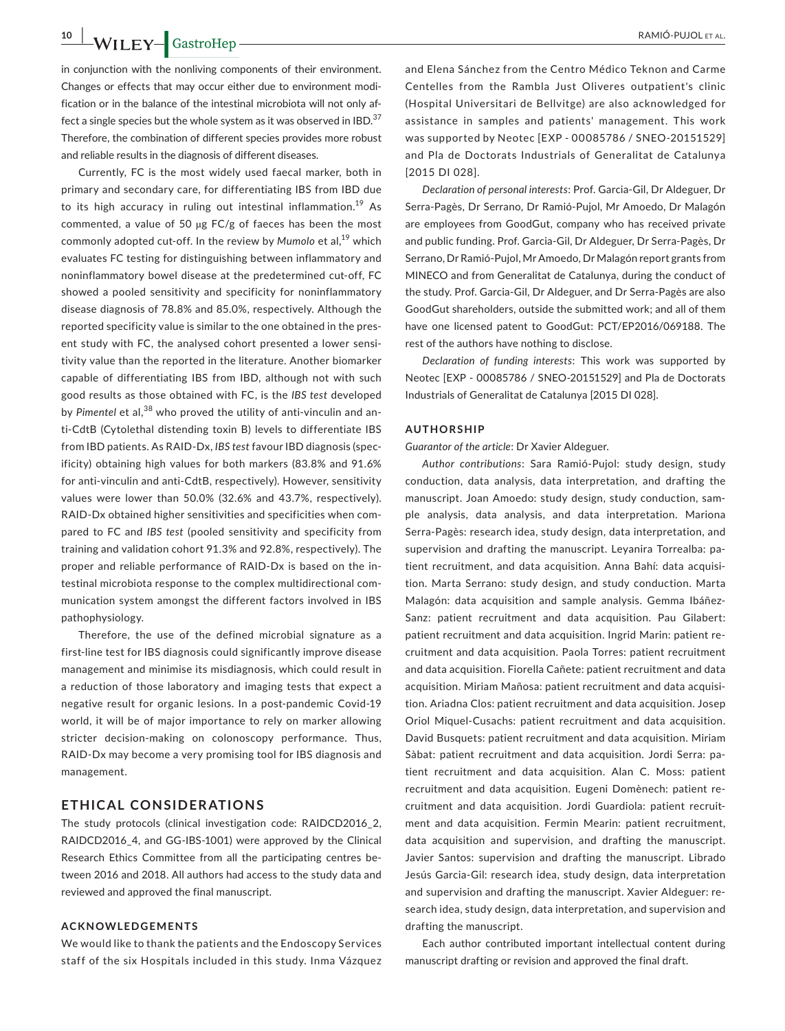in conjunction with the nonliving components of their environment. Changes or effects that may occur either due to environment modification or in the balance of the intestinal microbiota will not only affect a single species but the whole system as it was observed in IBD.[37] Therefore, the combination of different species provides more robust and reliable results in the diagnosis of different diseases.

Currently, FC is the most widely used faecal marker, both in primary and secondary care, for differentiating IBS from IBD due to its high accuracy in ruling out intestinal inflammation.[19] As commented, a value of 50 µg FC/g of faeces has been the most commonly adopted cut-off. In the review by *Mumolo* et al,[19] which evaluates FC testing for distinguishing between inflammatory and noninflammatory bowel disease at the predetermined cut-off, FC showed a pooled sensitivity and specificity for noninflammatory disease diagnosis of 78.8% and 85.0%, respectively. Although the reported specificity value is similar to the one obtained in the present study with FC, the analysed cohort presented a lower sensitivity value than the reported in the literature. Another biomarker capable of differentiating IBS from IBD, although not with such good results as those obtained with FC, is the *IBS test* developed by *Pimentel* et al,[38] who proved the utility of anti-vinculin and anti-CdtB (Cytolethal distending toxin B) levels to differentiate IBS from IBD patients. As RAID-Dx, *IBS test* favour IBD diagnosis (specificity) obtaining high values for both markers (83.8% and 91.6% for anti-vinculin and anti-CdtB, respectively). However, sensitivity values were lower than 50.0% (32.6% and 43.7%, respectively). RAID-Dx obtained higher sensitivities and specificities when compared to FC and *IBS test* (pooled sensitivity and specificity from training and validation cohort 91.3% and 92.8%, respectively). The proper and reliable performance of RAID-Dx is based on the intestinal microbiota response to the complex multidirectional communication system amongst the different factors involved in IBS pathophysiology.

Therefore, the use of the defined microbial signature as a first-line test for IBS diagnosis could significantly improve disease management and minimise its misdiagnosis, which could result in a reduction of those laboratory and imaging tests that expect a negative result for organic lesions. In a post-pandemic Covid-19 world, it will be of major importance to rely on marker allowing stricter decision-making on colonoscopy performance. Thus, RAID-Dx may become a very promising tool for IBS diagnosis and management.

## ETHICAL CONSIDERATIONS

The study protocols (clinical investigation code: RAIDCD2016_2, RAIDCD2016_4, and GG-IBS-1001) were approved by the Clinical Research Ethics Committee from all the participating centres between 2016 and 2018. All authors had access to the study data and reviewed and approved the final manuscript.

### ACKNOWLEDGEMENTS

We would like to thank the patients and the Endoscopy Services staff of the six Hospitals included in this study. Inma Vázquez and Elena Sánchez from the Centro Médico Teknon and Carme Centelles from the Rambla Just Oliveres outpatient's clinic (Hospital Universitari de Bellvitge) are also acknowledged for assistance in samples and patients' management. This work was supported by Neotec [EXP - 00085786 / SNEO-20151529] and Pla de Doctorats Industrials of Generalitat de Catalunya [2015 DI 028].

*Declaration of personal interests*: Prof. Garcia-Gil, Dr Aldeguer, Dr Serra-Pagès, Dr Serrano, Dr Ramió-Pujol, Mr Amoedo, Dr Malagón are employees from GoodGut, company who has received private and public funding. Prof. Garcia-Gil, Dr Aldeguer, Dr Serra-Pagès, Dr Serrano, Dr Ramió-Pujol, Mr Amoedo, Dr Malagón report grants from MINECO and from Generalitat de Catalunya, during the conduct of the study. Prof. Garcia-Gil, Dr Aldeguer, and Dr Serra-Pagès are also GoodGut shareholders, outside the submitted work; and all of them have one licensed patent to GoodGut: PCT/EP2016/069188. The rest of the authors have nothing to disclose.

*Declaration of funding interests*: This work was supported by Neotec [EXP - 00085786 / SNEO-20151529] and Pla de Doctorats Industrials of Generalitat de Catalunya [2015 DI 028].

### AUTHORSHIP

*Guarantor of the article*: Dr Xavier Aldeguer.

*Author contributions*: Sara Ramió-Pujol: study design, study conduction, data analysis, data interpretation, and drafting the manuscript. Joan Amoedo: study design, study conduction, sample analysis, data analysis, and data interpretation. Mariona Serra-Pagès: research idea, study design, data interpretation, and supervision and drafting the manuscript. Leyanira Torrealba: patient recruitment, and data acquisition. Anna Bahí: data acquisition. Marta Serrano: study design, and study conduction. Marta Malagón: data acquisition and sample analysis. Gemma Ibáñez-Sanz: patient recruitment and data acquisition. Pau Gilabert: patient recruitment and data acquisition. Ingrid Marin: patient recruitment and data acquisition. Paola Torres: patient recruitment and data acquisition. Fiorella Cañete: patient recruitment and data acquisition. Miriam Mañosa: patient recruitment and data acquisition. Ariadna Clos: patient recruitment and data acquisition. Josep Oriol Miquel-Cusachs: patient recruitment and data acquisition. David Busquets: patient recruitment and data acquisition. Miriam Sàbat: patient recruitment and data acquisition. Jordi Serra: patient recruitment and data acquisition. Alan C. Moss: patient recruitment and data acquisition. Eugeni Domènech: patient recruitment and data acquisition. Jordi Guardiola: patient recruitment and data acquisition. Fermin Mearin: patient recruitment, data acquisition and supervision, and drafting the manuscript. Javier Santos: supervision and drafting the manuscript. Librado Jesús Garcia-Gil: research idea, study design, data interpretation and supervision and drafting the manuscript. Xavier Aldeguer: research idea, study design, data interpretation, and supervision and drafting the manuscript.

Each author contributed important intellectual content during manuscript drafting or revision and approved the final draft.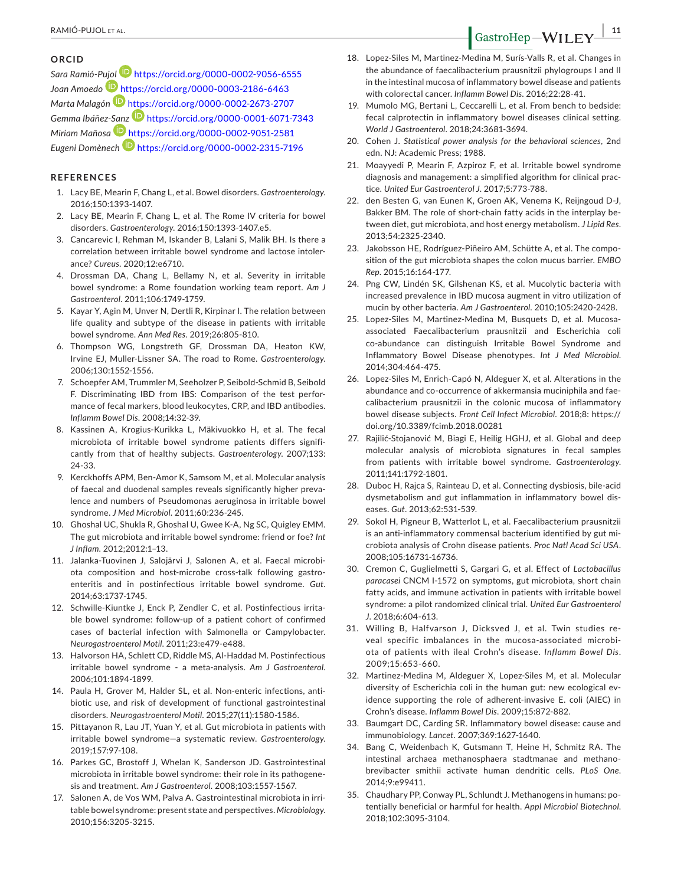## ORCID

*Sara Ramió-Pujol* https://orcid.org/0000-0002-9056-6555
*Joan Amoedo* https://orcid.org/0000-0003-2186-6463
*Marta Malagón* https://orcid.org/0000-0002-2673-2707
*Gemma Ibáñez-Sanz* https://orcid.org/0000-0001-6071-7343
*Miriam Mañosa* https://orcid.org/0000-0002-9051-2581
*Eugeni Domènech* https://orcid.org/0000-0002-2315-7196

## REFERENCES

1. Lacy BE, Mearin F, Chang L, et al. Bowel disorders. *Gastroenterology*. 2016;150:1393-1407.
2. Lacy BE, Mearin F, Chang L, et al. The Rome IV criteria for bowel disorders. *Gastroenterology*. 2016;150:1393-1407.e5.
3. Cancarevic I, Rehman M, Iskander B, Lalani S, Malik BH. Is there a correlation between irritable bowel syndrome and lactose intolerance? *Cureus*. 2020;12:e6710.
4. Drossman DA, Chang L, Bellamy N, et al. Severity in irritable bowel syndrome: a Rome foundation working team report. *Am J Gastroenterol*. 2011;106:1749-1759.
5. Kayar Y, Agin M, Unver N, Dertli R, Kirpinar I. The relation between life quality and subtype of the disease in patients with irritable bowel syndrome. *Ann Med Res*. 2019;26:805-810.
6. Thompson WG, Longstreth GF, Drossman DA, Heaton KW, Irvine EJ, Muller-Lissner SA. The road to Rome. *Gastroenterology*. 2006;130:1552-1556.
7. Schoepfer AM, Trummler M, Seeholzer P, Seibold-Schmid B, Seibold F. Discriminating IBD from IBS: Comparison of the test performance of fecal markers, blood leukocytes, CRP, and IBD antibodies. *Inflamm Bowel Dis*. 2008;14:32-39.
8. Kassinen A, Krogius-Kurikka L, Mäkivuokko H, et al. The fecal microbiota of irritable bowel syndrome patients differs significantly from that of healthy subjects. *Gastroenterology*. 2007;133:24-33.
9. Kerckhoffs APM, Ben-Amor K, Samsom M, et al. Molecular analysis of faecal and duodenal samples reveals significantly higher prevalence and numbers of Pseudomonas aeruginosa in irritable bowel syndrome. *J Med Microbiol*. 2011;60:236-245.
10. Ghoshal UC, Shukla R, Ghoshal U, Gwee K-A, Ng SC, Quigley EMM. The gut microbiota and irritable bowel syndrome: friend or foe? *Int J Inflam*. 2012;2012:1–13.
11. Jalanka-Tuovinen J, Salojärvi J, Salonen A, et al. Faecal microbiota composition and host-microbe cross-talk following gastroenteritis and in postinfectious irritable bowel syndrome. *Gut*. 2014;63:1737-1745.
12. Schwille-Kiuntke J, Enck P, Zendler C, et al. Postinfectious irritable bowel syndrome: follow-up of a patient cohort of confirmed cases of bacterial infection with Salmonella or Campylobacter. *Neurogastroenterol Motil*. 2011;23:e479-e488.
13. Halvorson HA, Schlett CD, Riddle MS, Al-Haddad M. Postinfectious irritable bowel syndrome - a meta-analysis. *Am J Gastroenterol*. 2006;101:1894-1899.
14. Paula H, Grover M, Halder SL, et al. Non-enteric infections, antibiotic use, and risk of development of functional gastrointestinal disorders. *Neurogastroenterol Motil*. 2015;27(11):1580-1586.
15. Pittayanon R, Lau JT, Yuan Y, et al. Gut microbiota in patients with irritable bowel syndrome—a systematic review. *Gastroenterology*. 2019;157:97-108.
16. Parkes GC, Brostoff J, Whelan K, Sanderson JD. Gastrointestinal microbiota in irritable bowel syndrome: their role in its pathogenesis and treatment. *Am J Gastroenterol*. 2008;103:1557-1567.
17. Salonen A, de Vos WM, Palva A. Gastrointestinal microbiota in irritable bowel syndrome: present state and perspectives. *Microbiology*. 2010;156:3205-3215.
18. Lopez-Siles M, Martinez-Medina M, Surís-Valls R, et al. Changes in the abundance of faecalibacterium prausnitzii phylogroups I and II in the intestinal mucosa of inflammatory bowel disease and patients with colorectal cancer. *Inflamm Bowel Dis*. 2016;22:28-41.
19. Mumolo MG, Bertani L, Ceccarelli L, et al. From bench to bedside: fecal calprotectin in inflammatory bowel diseases clinical setting. *World J Gastroenterol*. 2018;24:3681-3694.
20. Cohen J. *Statistical power analysis for the behavioral sciences*, 2nd edn. NJ: Academic Press; 1988.
21. Moayyedi P, Mearin F, Azpiroz F, et al. Irritable bowel syndrome diagnosis and management: a simplified algorithm for clinical practice. *United Eur Gastroenterol J*. 2017;5:773-788.
22. den Besten G, van Eunen K, Groen AK, Venema K, Reijngoud D-J, Bakker BM. The role of short-chain fatty acids in the interplay between diet, gut microbiota, and host energy metabolism. *J Lipid Res*. 2013;54:2325-2340.
23. Jakobsson HE, Rodríguez-Piñeiro AM, Schütte A, et al. The composition of the gut microbiota shapes the colon mucus barrier. *EMBO Rep*. 2015;16:164-177.
24. Png CW, Lindén SK, Gilshenan KS, et al. Mucolytic bacteria with increased prevalence in IBD mucosa augment in vitro utilization of mucin by other bacteria. *Am J Gastroenterol*. 2010;105:2420-2428.
25. Lopez-Siles M, Martinez-Medina M, Busquets D, et al. Mucosa-associated Faecalibacterium prausnitzii and Escherichia coli co-abundance can distinguish Irritable Bowel Syndrome and Inflammatory Bowel Disease phenotypes. *Int J Med Microbiol*. 2014;304:464-475.
26. Lopez-Siles M, Enrich-Capó N, Aldeguer X, et al. Alterations in the abundance and co-occurrence of akkermansia muciniphila and faecalibacterium prausnitzii in the colonic mucosa of inflammatory bowel disease subjects. *Front Cell Infect Microbiol*. 2018;8: https://doi.org/10.3389/fcimb.2018.00281
27. Rajilić-Stojanović M, Biagi E, Heilig HGHJ, et al. Global and deep molecular analysis of microbiota signatures in fecal samples from patients with irritable bowel syndrome. *Gastroenterology*. 2011;141:1792-1801.
28. Duboc H, Rajca S, Rainteau D, et al. Connecting dysbiosis, bile-acid dysmetabolism and gut inflammation in inflammatory bowel diseases. *Gut*. 2013;62:531-539.
29. Sokol H, Pigneur B, Watterlot L, et al. Faecalibacterium prausnitzii is an anti-inflammatory commensal bacterium identified by gut microbiota analysis of Crohn disease patients. *Proc Natl Acad Sci USA*. 2008;105:16731-16736.
30. Cremon C, Guglielmetti S, Gargari G, et al. Effect of *Lactobacillus paracasei* CNCM I-1572 on symptoms, gut microbiota, short chain fatty acids, and immune activation in patients with irritable bowel syndrome: a pilot randomized clinical trial. *United Eur Gastroenterol J*. 2018;6:604-613.
31. Willing B, Halfvarson J, Dicksved J, et al. Twin studies reveal specific imbalances in the mucosa-associated microbiota of patients with ileal Crohn's disease. *Inflamm Bowel Dis*. 2009;15:653-660.
32. Martinez-Medina M, Aldeguer X, Lopez-Siles M, et al. Molecular diversity of Escherichia coli in the human gut: new ecological evidence supporting the role of adherent-invasive E. coli (AIEC) in Crohn's disease. *Inflamm Bowel Dis*. 2009;15:872-882.
33. Baumgart DC, Carding SR. Inflammatory bowel disease: cause and immunobiology. *Lancet*. 2007;369:1627-1640.
34. Bang C, Weidenbach K, Gutsmann T, Heine H, Schmitz RA. The intestinal archaea methanosphaera stadtmanae and methanobrevibacter smithii activate human dendritic cells. *PLoS One*. 2014;9:e99411.
35. Chaudhary PP, Conway PL, Schlundt J. Methanogens in humans: potentially beneficial or harmful for health. *Appl Microbiol Biotechnol*. 2018;102:3095-3104.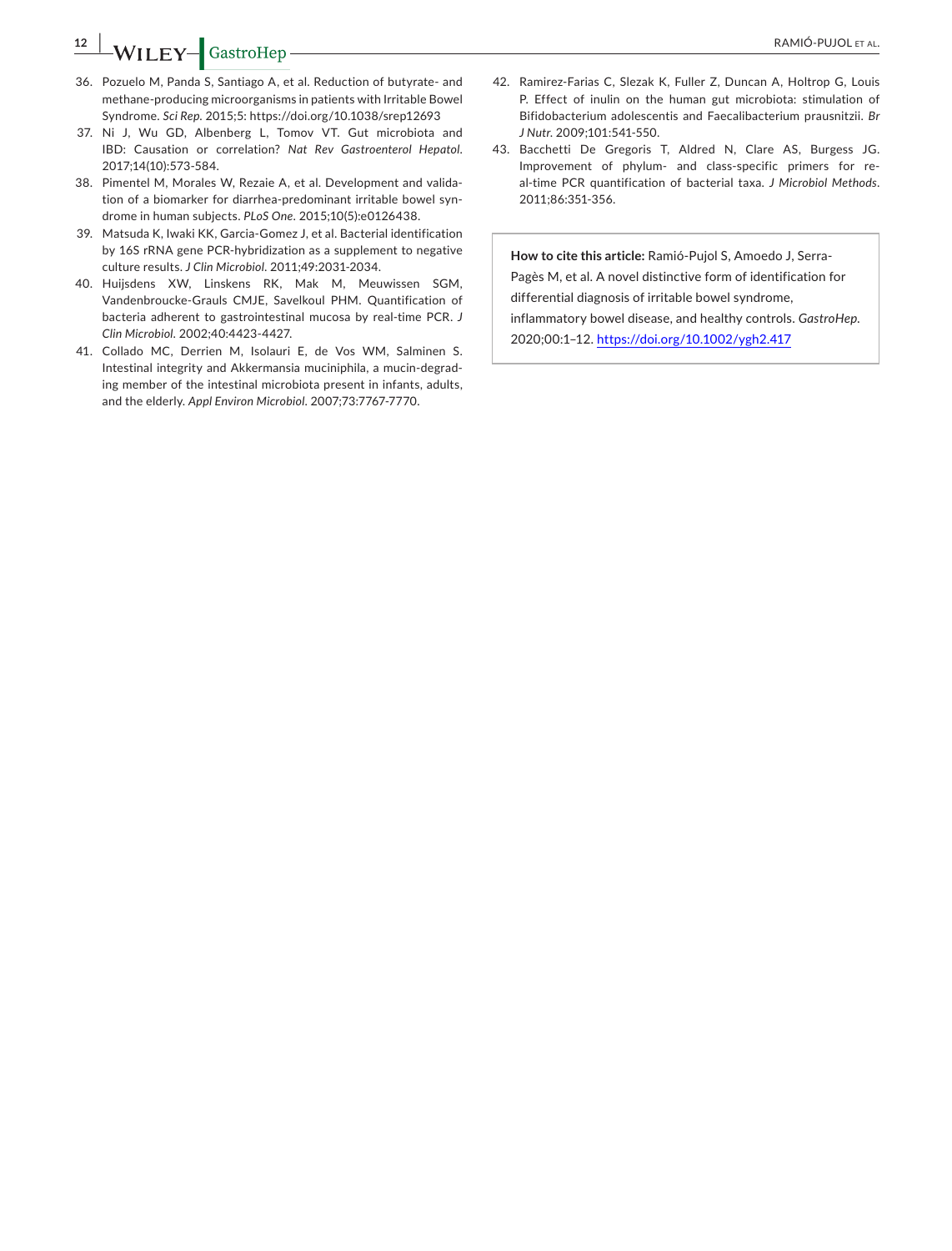36. Pozuelo M, Panda S, Santiago A, et al. Reduction of butyrate- and methane-producing microorganisms in patients with Irritable Bowel Syndrome. *Sci Rep*. 2015;5: https://doi.org/10.1038/srep12693
37. Ni J, Wu GD, Albenberg L, Tomov VT. Gut microbiota and IBD: Causation or correlation? *Nat Rev Gastroenterol Hepatol*. 2017;14(10):573-584.
38. Pimentel M, Morales W, Rezaie A, et al. Development and validation of a biomarker for diarrhea-predominant irritable bowel syndrome in human subjects. *PLoS One*. 2015;10(5):e0126438.
39. Matsuda K, Iwaki KK, Garcia-Gomez J, et al. Bacterial identification by 16S rRNA gene PCR-hybridization as a supplement to negative culture results. *J Clin Microbiol*. 2011;49:2031-2034.
40. Huijsdens XW, Linskens RK, Mak M, Meuwissen SGM, Vandenbroucke-Grauls CMJE, Savelkoul PHM. Quantification of bacteria adherent to gastrointestinal mucosa by real-time PCR. *J Clin Microbiol*. 2002;40:4423-4427.
41. Collado MC, Derrien M, Isolauri E, de Vos WM, Salminen S. Intestinal integrity and Akkermansia muciniphila, a mucin-degrading member of the intestinal microbiota present in infants, adults, and the elderly. *Appl Environ Microbiol*. 2007;73:7767-7770.
42. Ramirez-Farias C, Slezak K, Fuller Z, Duncan A, Holtrop G, Louis P. Effect of inulin on the human gut microbiota: stimulation of Bifidobacterium adolescentis and Faecalibacterium prausnitzii. *Br J Nutr*. 2009;101:541-550.
43. Bacchetti De Gregoris T, Aldred N, Clare AS, Burgess JG. Improvement of phylum- and class-specific primers for real-time PCR quantification of bacterial taxa. *J Microbiol Methods*. 2011;86:351-356.

**How to cite this article:** Ramió-Pujol S, Amoedo J, Serra-Pagès M, et al. A novel distinctive form of identification for differential diagnosis of irritable bowel syndrome, inflammatory bowel disease, and healthy controls. *GastroHep*. 2020;00:1–12. https://doi.org/10.1002/ygh2.417